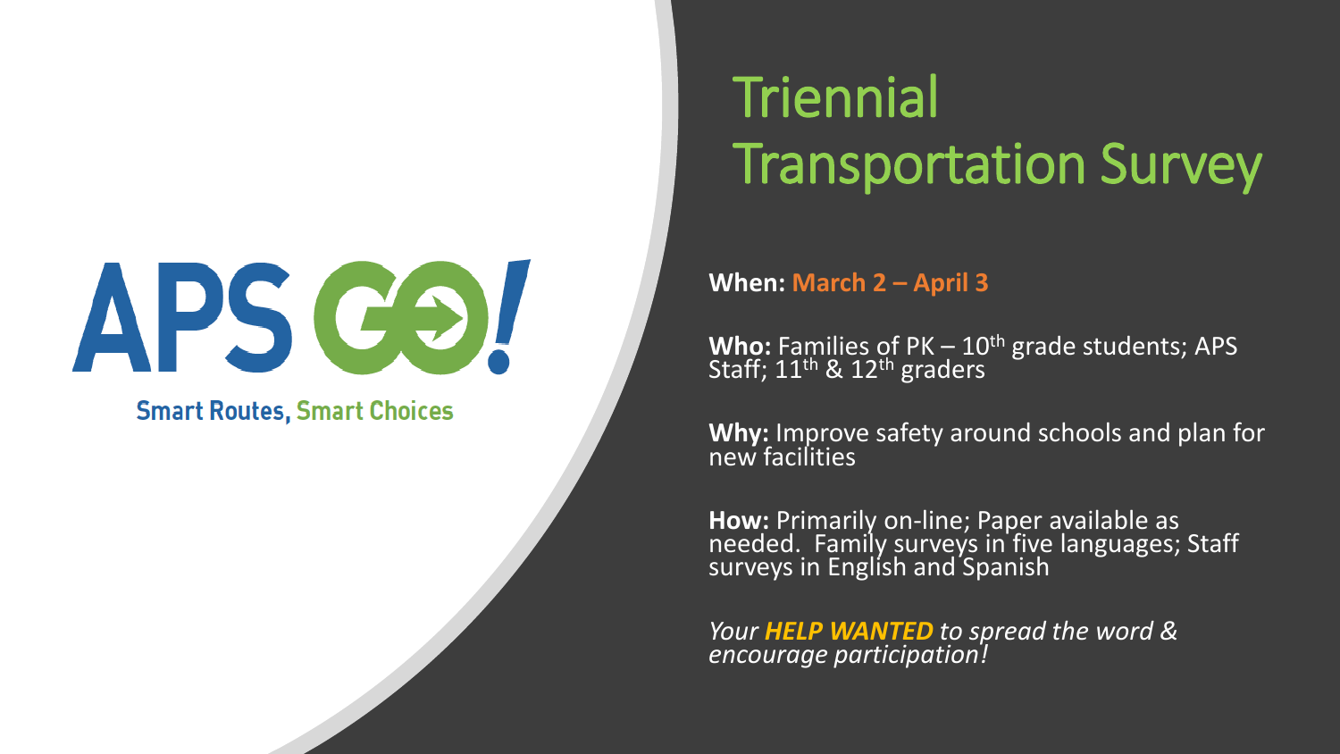APS GO!

Smart Routes, Smart Choices

# Triennial Transportation Survey

**When:** **March 2 – April 3**

**Who:** Families of PK – 10th grade students; APS Staff; 11th & 12th graders

**Why:** Improve safety around schools and plan for new facilities

**How:** Primarily on-line; Paper available as needed. Family surveys in five languages; Staff surveys in English and Spanish

*Your **HELP WANTED** to spread the word & encourage participation!*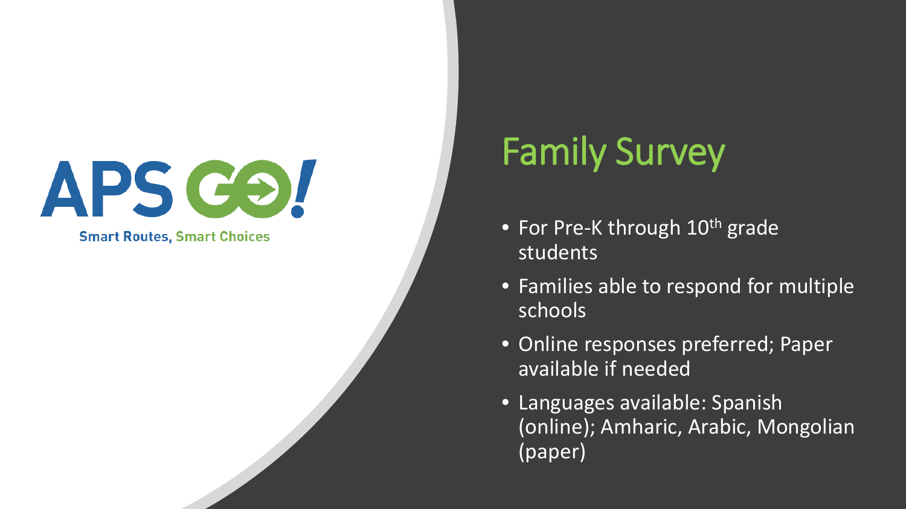APS GO!

Smart Routes, Smart Choices

# Family Survey

- For Pre-K through 10th grade students
- Families able to respond for multiple schools
- Online responses preferred; Paper available if needed
- Languages available: Spanish (online); Amharic, Arabic, Mongolian (paper)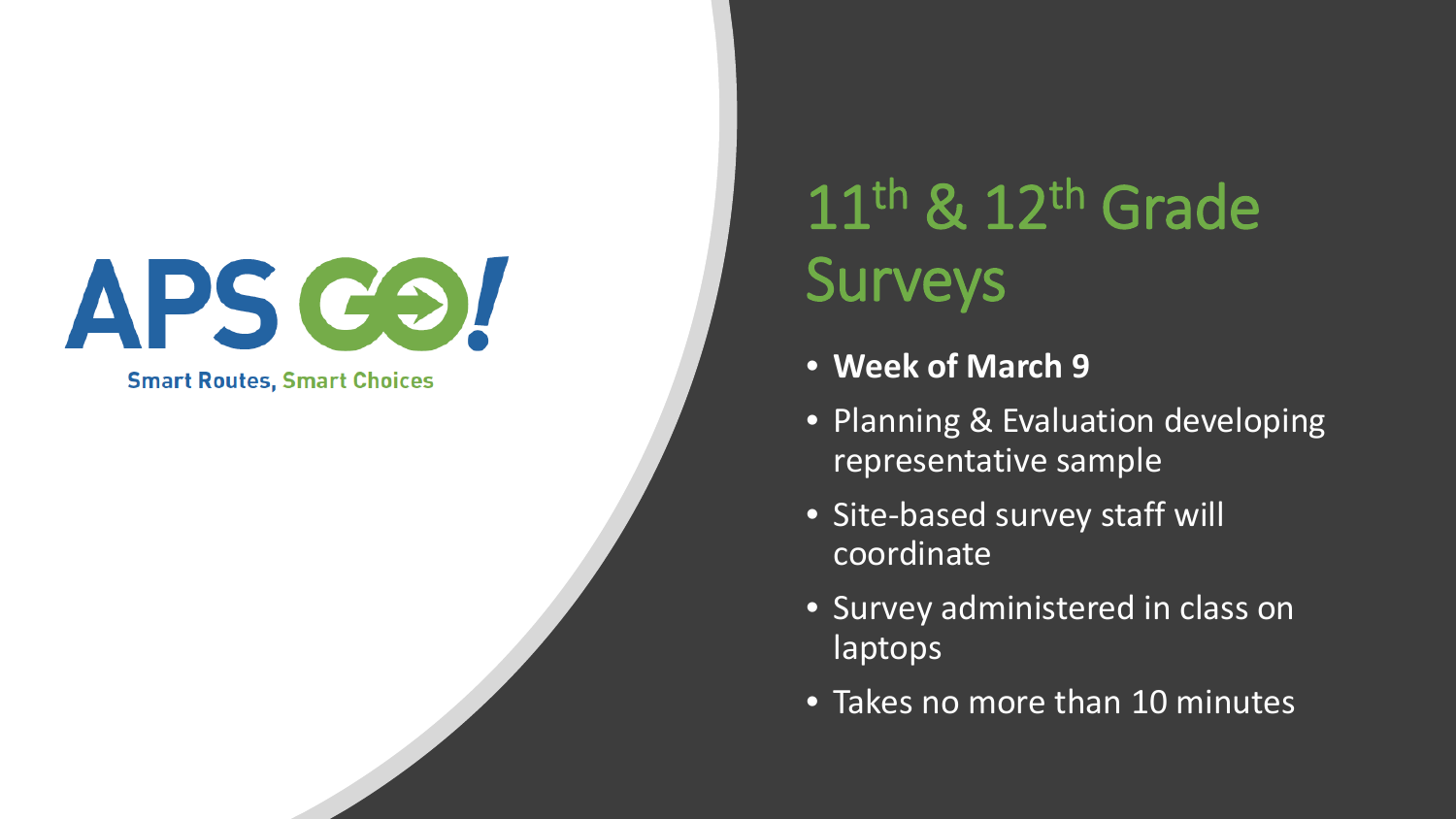APS GO!

Smart Routes, Smart Choices

# $11^{th}$ & $12^{th}$ Grade Surveys

- **Week of March 9**
- Planning & Evaluation developing representative sample
- Site-based survey staff will coordinate
- Survey administered in class on laptops
- Takes no more than 10 minutes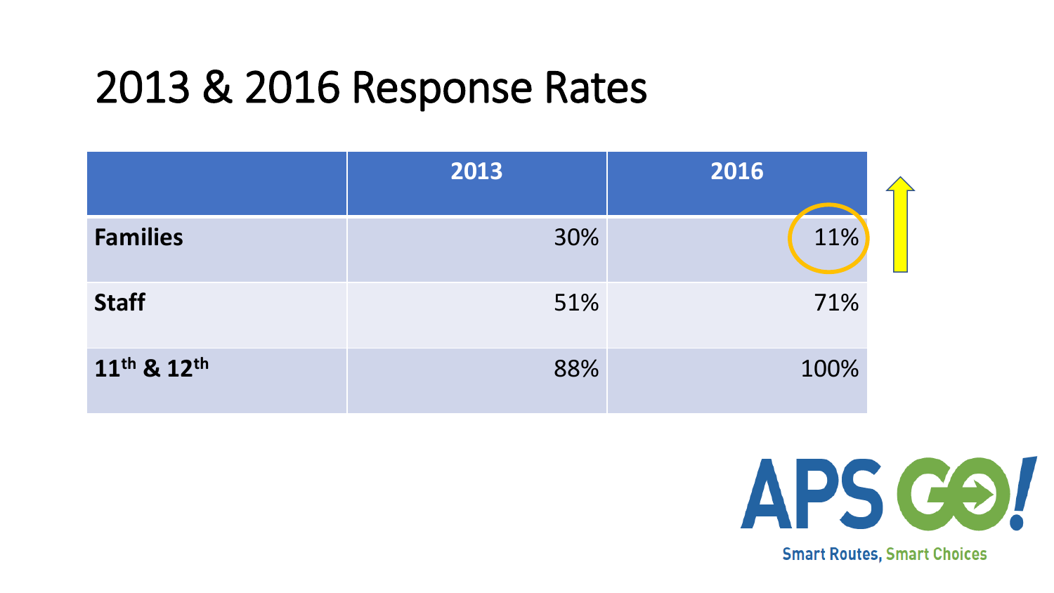# 2013 & 2016 Response Rates

| | 2013 | 2016 |
|---|---|---|
| **Families** | 30% | 11% |
| **Staff** | 51% | 71% |
| **11th & 12th** | 88% | 100% |

APS GO!

Smart Routes, Smart Choices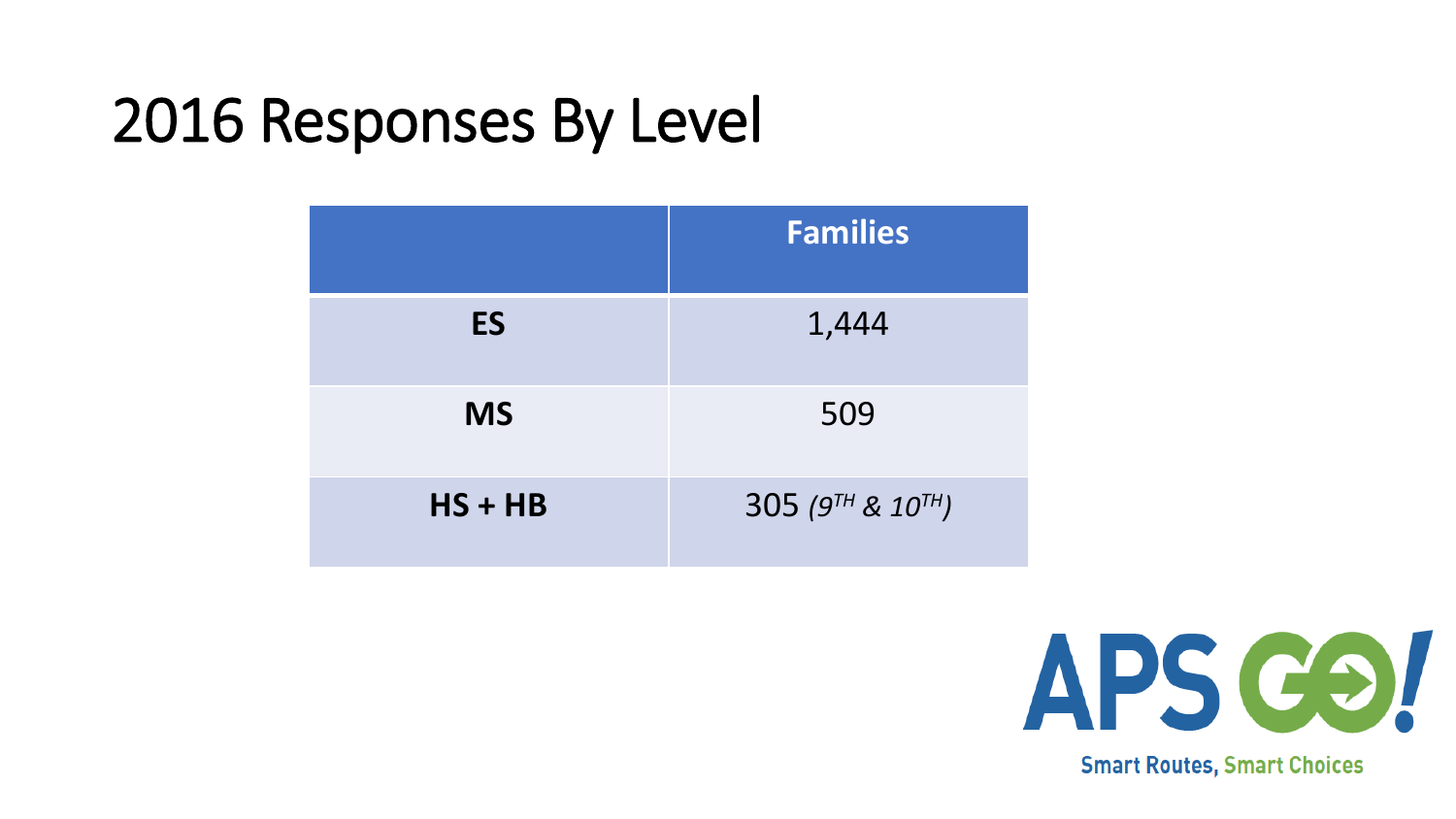# 2016 Responses By Level

| | Families |
|---|---|
| **ES** | 1,444 |
| **MS** | 509 |
| **HS + HB** | 305 *(9$^{TH}$ & 10$^{TH}$)* |

APS GO!

Smart Routes, Smart Choices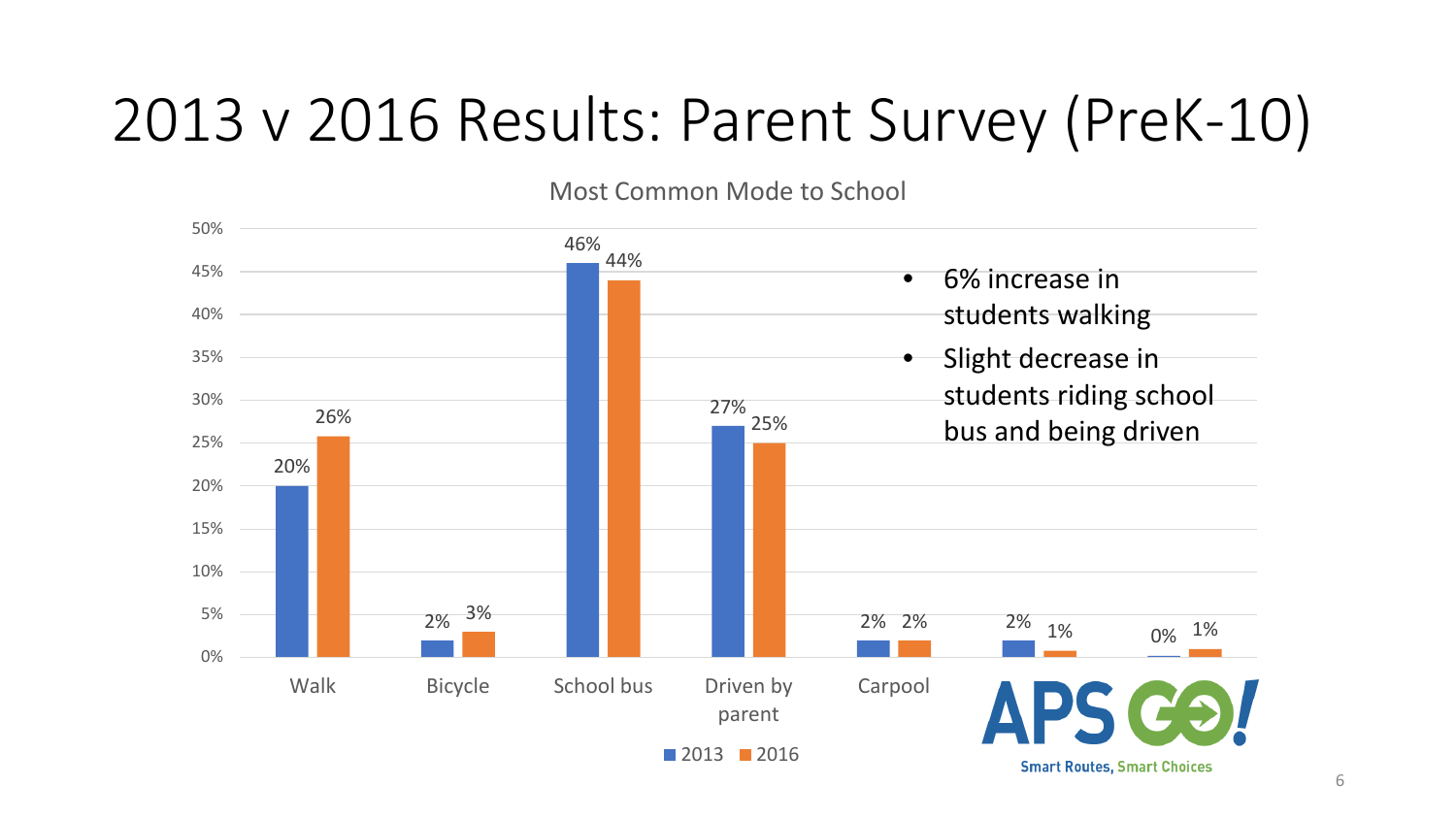# 2013 v 2016 Results: Parent Survey (PreK-10)

**Most Common Mode to School**

| Mode | 2013 | 2016 |
|---|---|---|
| Walk | 20% | 26% |
| Bicycle | 2% | 3% |
| School bus | 46% | 44% |
| Driven by parent | 27% | 25% |
| Carpool | 2% | 2% |
| | 2% | 1% |
| | 0% | 1% |

- 6% increase in students walking
- Slight decrease in students riding school bus and being driven

APS GO! Smart Routes, Smart Choices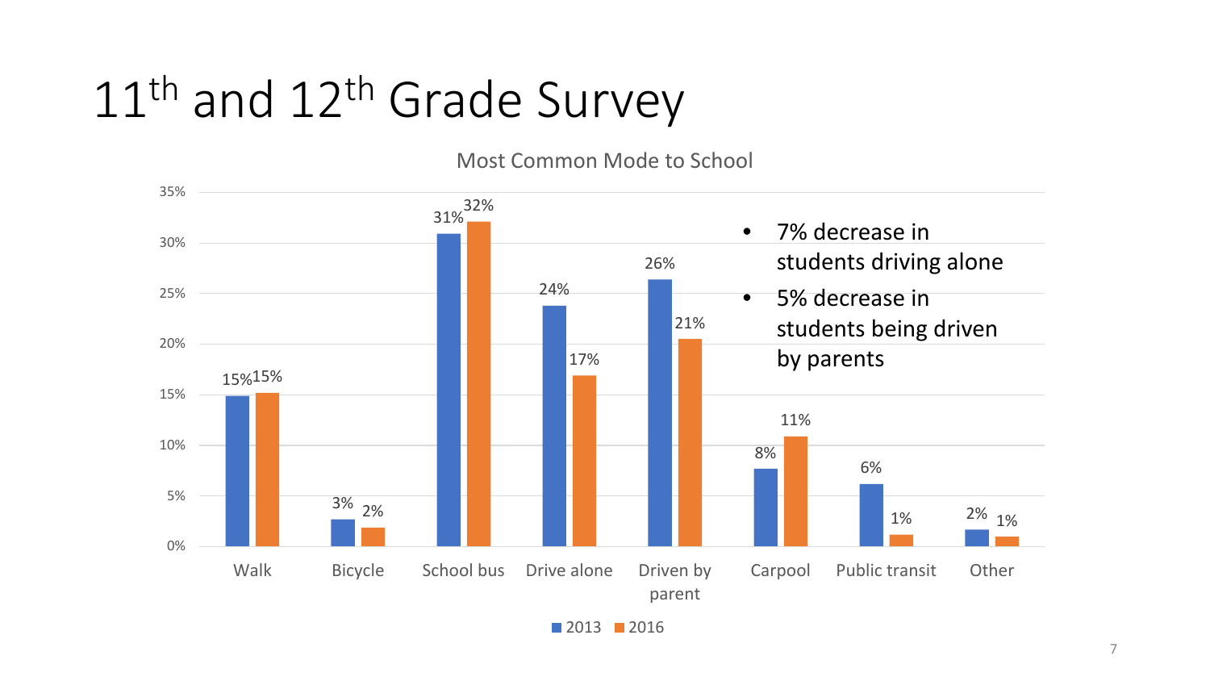# 11th and 12th Grade Survey

**Most Common Mode to School**

| Mode | 2013 | 2016 |
|---|---|---|
| Walk | 15% | 15% |
| Bicycle | 3% | 2% |
| School bus | 31% | 32% |
| Drive alone | 24% | 17% |
| Driven by parent | 26% | 21% |
| Carpool | 8% | 11% |
| Public transit | 6% | 1% |
| Other | 2% | 1% |

- 7% decrease in students driving alone
- 5% decrease in students being driven by parents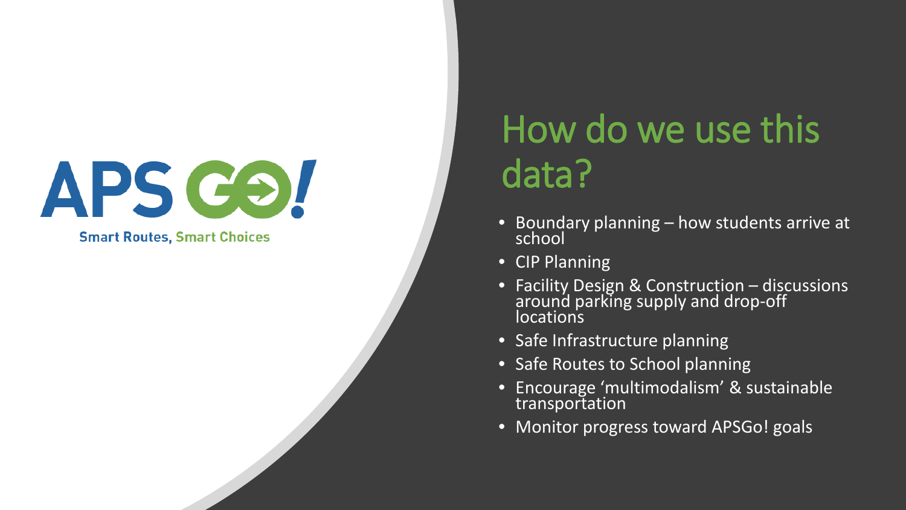APS GO!

Smart Routes, Smart Choices

# How do we use this data?

- Boundary planning – how students arrive at school
- CIP Planning
- Facility Design & Construction – discussions around parking supply and drop-off locations
- Safe Infrastructure planning
- Safe Routes to School planning
- Encourage 'multimodalism' & sustainable transportation
- Monitor progress toward APSGo! goals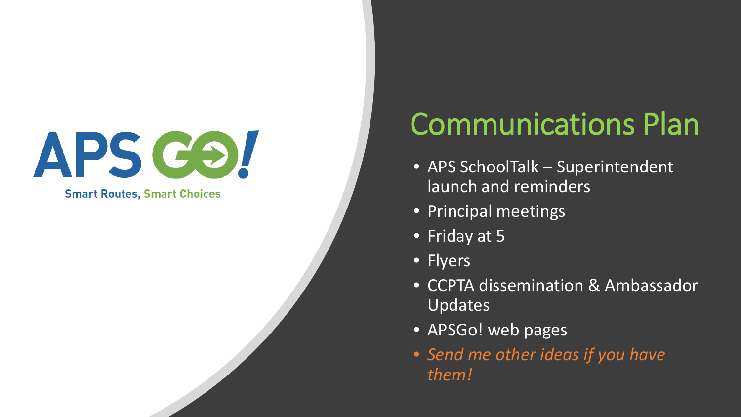APS GO!

Smart Routes, Smart Choices

# Communications Plan

- APS SchoolTalk – Superintendent launch and reminders
- Principal meetings
- Friday at 5
- Flyers
- CCPTA dissemination & Ambassador Updates
- APSGo! web pages
- *Send me other ideas if you have them!*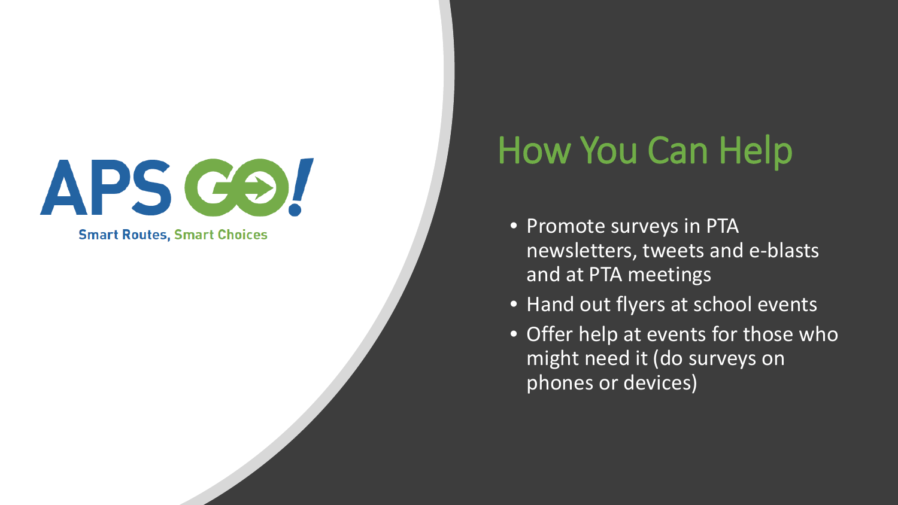APS GO!

Smart Routes, Smart Choices

# How You Can Help

- Promote surveys in PTA newsletters, tweets and e-blasts and at PTA meetings
- Hand out flyers at school events
- Offer help at events for those who might need it (do surveys on phones or devices)